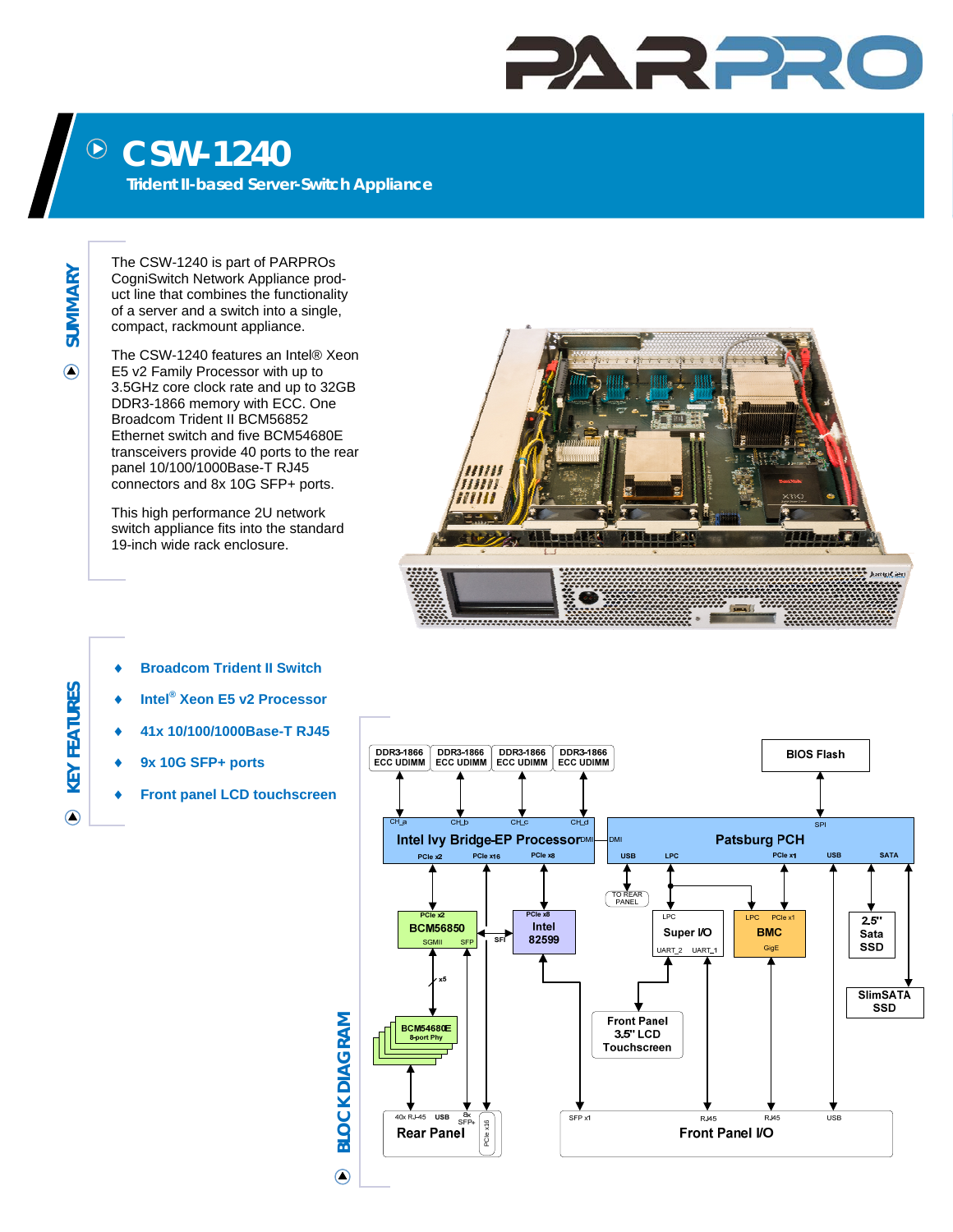# CSW-1240

**Trident II-based Server-Switch Appliance**

## SUMMARY

The CSW-1240 is part of PARPROs CogniSwitch Network Appliance product line that combines the functionality of a server and a switch into a single, compact, rackmount appliance.

The CSW-1240 features an Intel® Xeon E5 v2 Family Processor with up to 3.5GHz core clock rate and up to 32GB DDR3-1866 memory with ECC. One Broadcom Trident II BCM56852 Ethernet switch and five BCM54680E transceivers provide 40 ports to the rear panel 10/100/1000Base-T RJ45 connectors and 8x 10G SFP+ ports.

This high performance 2U network switch appliance fits into the standard 19-inch wide rack enclosure.

## KEY FEATURES

- **Broadcom Trident II Switch**
- **Intel® Xeon E5 v2 Processor**
- **41x 10/100/1000Base-T RJ45**
- **9x 10G SFP+ ports**
- **Front panel LCD touchscreen**

## BLOCK DIAGRAM

DDR3-1866 ECC UDIMM (x4: CH_a, CH_b, CH_c, CH_d) — Intel Ivy Bridge-EP Processor (DMI, PCIe x2, PCIe x16, PCIe x8)

Patsburg PCH (DMI, SPI, USB, LPC, PCIe x1, USB, SATA) — BIOS Flash (SPI)

BCM56850 (PCIe x2, SGMII, SFP) — x5 — BCM54680E 8-port Phy

Intel 82599 (PCIe x8, SFI)

Super I/O (LPC, UART_2, UART_1) — TO REAR PANEL

BMC (LPC, PCIe x1, GigE)

2.5" Sata SSD

SlimSATA SSD

Front Panel 3.5" LCD Touchscreen

Rear Panel (40x RJ-45, USB, 8x SFP+, PCIe x16)

Front Panel I/O (SFP x1, RJ45, RJ45, USB)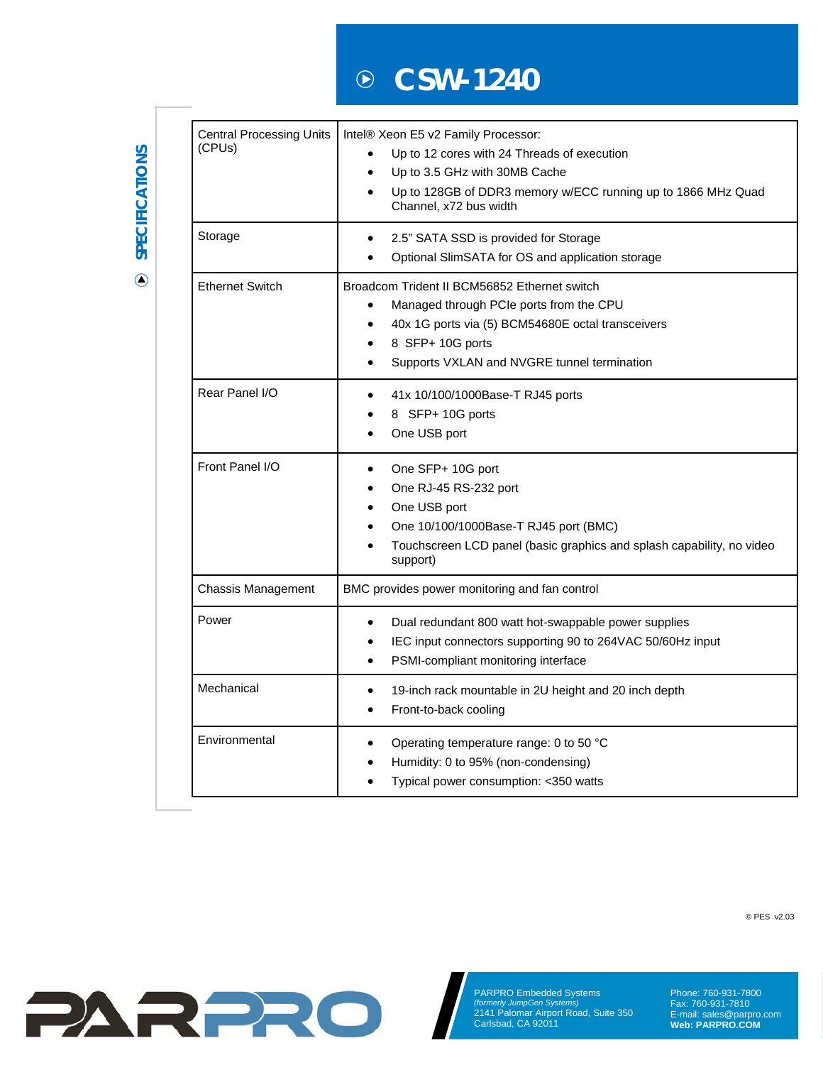# CSW-1240

SPECIFICATIONS

| | |
|---|---|
| Central Processing Units (CPUs) | Intel® Xeon E5 v2 Family Processor:<br>• Up to 12 cores with 24 Threads of execution<br>• Up to 3.5 GHz with 30MB Cache<br>• Up to 128GB of DDR3 memory w/ECC running up to 1866 MHz Quad Channel, x72 bus width |
| Storage | • 2.5" SATA SSD is provided for Storage<br>• Optional SlimSATA for OS and application storage |
| Ethernet Switch | Broadcom Trident II BCM56852 Ethernet switch<br>• Managed through PCIe ports from the CPU<br>• 40x 1G ports via (5) BCM54680E octal transceivers<br>• 8 SFP+ 10G ports<br>• Supports VXLAN and NVGRE tunnel termination |
| Rear Panel I/O | • 41x 10/100/1000Base-T RJ45 ports<br>• 8 SFP+ 10G ports<br>• One USB port |
| Front Panel I/O | • One SFP+ 10G port<br>• One RJ-45 RS-232 port<br>• One USB port<br>• One 10/100/1000Base-T RJ45 port (BMC)<br>• Touchscreen LCD panel (basic graphics and splash capability, no video support) |
| Chassis Management | BMC provides power monitoring and fan control |
| Power | • Dual redundant 800 watt hot-swappable power supplies<br>• IEC input connectors supporting 90 to 264VAC 50/60Hz input<br>• PSMI-compliant monitoring interface |
| Mechanical | • 19-inch rack mountable in 2U height and 20 inch depth<br>• Front-to-back cooling |
| Environmental | • Operating temperature range: 0 to 50 °C<br>• Humidity: 0 to 95% (non-condensing)<br>• Typical power consumption: <350 watts |

© PES v2.03

PARPRO

PARPRO Embedded Systems
*(formerly JumpGen Systems)*
2141 Palomar Airport Road, Suite 350
Carlsbad, CA 92011

Phone: 760-931-7800
Fax: 760-931-7810
E-mail: sales@parpro.com
**Web: PARPRO.COM**